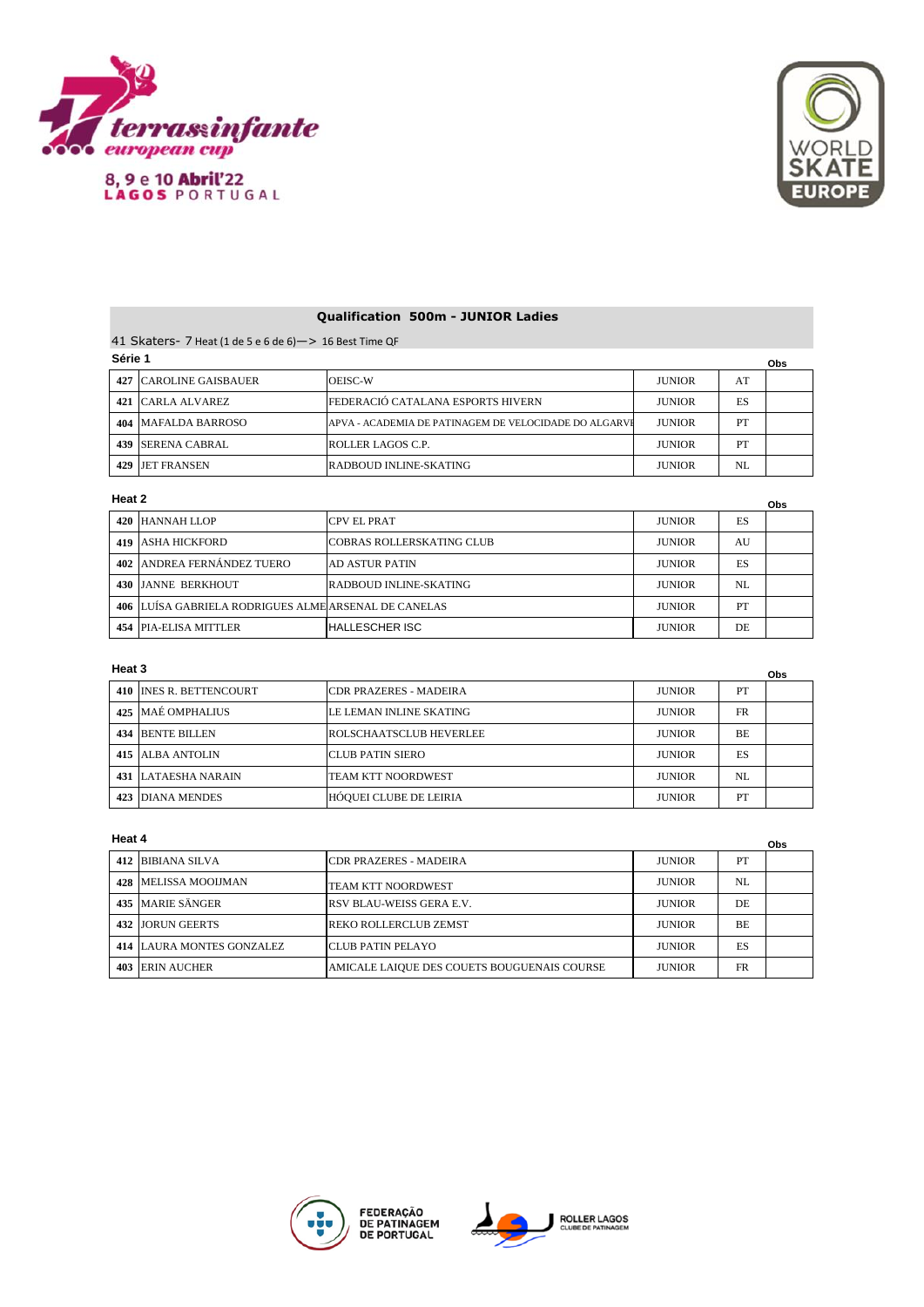8, 9 e 10 Abril'22
LAGOS PORTUGAL

## Qualification 500m - JUNIOR Ladies

41 Skaters- 7 Heat (1 de 5 e 6 de 6)—> 16 Best Time QF

### Série 1

| | | | | | Obs |
|---|---|---|---|---|---|
| 427 | CAROLINE GAISBAUER | OEISC-W | JUNIOR | AT | |
| 421 | CARLA ALVAREZ | FEDERACIÓ CATALANA ESPORTS HIVERN | JUNIOR | ES | |
| 404 | MAFALDA BARROSO | APVA - ACADEMIA DE PATINAGEM DE VELOCIDADE DO ALGARVE | JUNIOR | PT | |
| 439 | SERENA CABRAL | ROLLER LAGOS C.P. | JUNIOR | PT | |
| 429 | JET FRANSEN | RADBOUD INLINE-SKATING | JUNIOR | NL | |

### Heat 2

| | | | | | Obs |
|---|---|---|---|---|---|
| 420 | HANNAH LLOP | CPV EL PRAT | JUNIOR | ES | |
| 419 | ASHA HICKFORD | COBRAS ROLLERSKATING CLUB | JUNIOR | AU | |
| 402 | ANDREA FERNÁNDEZ TUERO | AD ASTUR PATIN | JUNIOR | ES | |
| 430 | JANNE BERKHOUT | RADBOUD INLINE-SKATING | JUNIOR | NL | |
| 406 | LUÍSA GABRIELA RODRIGUES ALME | ARSENAL DE CANELAS | JUNIOR | PT | |
| 454 | PIA-ELISA MITTLER | HALLESCHER ISC | JUNIOR | DE | |

### Heat 3

| | | | | | Obs |
|---|---|---|---|---|---|
| 410 | INES R. BETTENCOURT | CDR PRAZERES - MADEIRA | JUNIOR | PT | |
| 425 | MAÉ OMPHALIUS | LE LEMAN INLINE SKATING | JUNIOR | FR | |
| 434 | BENTE BILLEN | ROLSCHAATSCLUB HEVERLEE | JUNIOR | BE | |
| 415 | ALBA ANTOLIN | CLUB PATIN SIERO | JUNIOR | ES | |
| 431 | LATAESHA NARAIN | TEAM KTT NOORDWEST | JUNIOR | NL | |
| 423 | DIANA MENDES | HÓQUEI CLUBE DE LEIRIA | JUNIOR | PT | |

### Heat 4

| | | | | | Obs |
|---|---|---|---|---|---|
| 412 | BIBIANA SILVA | CDR PRAZERES - MADEIRA | JUNIOR | PT | |
| 428 | MELISSA MOOIJMAN | TEAM KTT NOORDWEST | JUNIOR | NL | |
| 435 | MARIE SÄNGER | RSV BLAU-WEISS GERA E.V. | JUNIOR | DE | |
| 432 | JORUN GEERTS | REKO ROLLERCLUB ZEMST | JUNIOR | BE | |
| 414 | LAURA MONTES GONZALEZ | CLUB PATIN PELAYO | JUNIOR | ES | |
| 403 | ERIN AUCHER | AMICALE LAIQUE DES COUETS BOUGUENAIS COURSE | JUNIOR | FR | |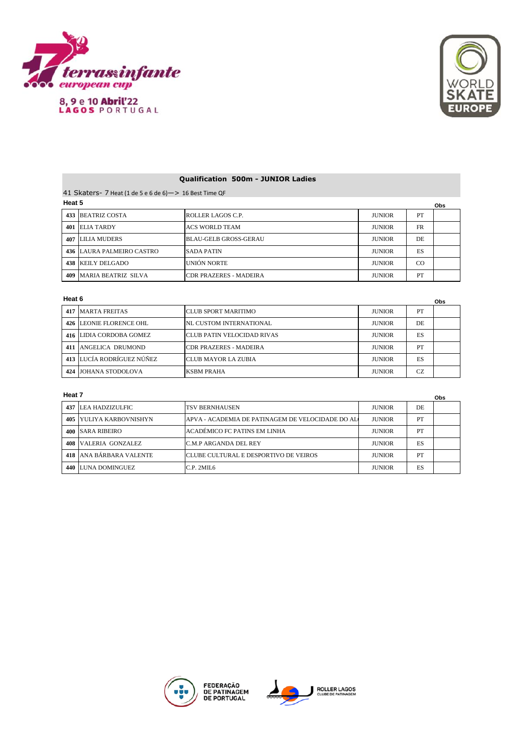## Qualification 500m - JUNIOR Ladies

41 Skaters- 7 Heat (1 de 5 e 6 de 6)—> 16 Best Time QF

**Heat 5**

| | | | | | Obs |
|---|---|---|---|---|---|
| 433 | BEATRIZ COSTA | ROLLER LAGOS C.P. | JUNIOR | PT | |
| 401 | ELIA TARDY | ACS WORLD TEAM | JUNIOR | FR | |
| 407 | LILIA MUDERS | BLAU-GELB GROSS-GERAU | JUNIOR | DE | |
| 436 | LAURA PALMEIRO CASTRO | SADA PATIN | JUNIOR | ES | |
| 438 | KEILY DELGADO | UNIÓN NORTE | JUNIOR | CO | |
| 409 | MARIA BEATRIZ SILVA | CDR PRAZERES - MADEIRA | JUNIOR | PT | |

**Heat 6**

| | | | | | Obs |
|---|---|---|---|---|---|
| 417 | MARTA FREITAS | CLUB SPORT MARITIMO | JUNIOR | PT | |
| 426 | LEONIE FLORENCE OHL | NL CUSTOM INTERNATIONAL | JUNIOR | DE | |
| 416 | LIDIA CORDOBA GOMEZ | CLUB PATIN VELOCIDAD RIVAS | JUNIOR | ES | |
| 411 | ANGELICA DRUMOND | CDR PRAZERES - MADEIRA | JUNIOR | PT | |
| 413 | LUCÍA RODRÍGUEZ NÚÑEZ | CLUB MAYOR LA ZUBIA | JUNIOR | ES | |
| 424 | JOHANA STODOLOVA | KSBM PRAHA | JUNIOR | CZ | |

**Heat 7**

| | | | | | Obs |
|---|---|---|---|---|---|
| 437 | LEA HADZIZULFIC | TSV BERNHAUSEN | JUNIOR | DE | |
| 405 | YULIYA KARBOVNISHYN | APVA - ACADEMIA DE PATINAGEM DE VELOCIDADE DO AL | JUNIOR | PT | |
| 400 | SARA RIBEIRO | ACADÉMICO FC PATINS EM LINHA | JUNIOR | PT | |
| 408 | VALERIA GONZALEZ | C.M.P ARGANDA DEL REY | JUNIOR | ES | |
| 418 | ANA BÁRBARA VALENTE | CLUBE CULTURAL E DESPORTIVO DE VEIROS | JUNIOR | PT | |
| 440 | LUNA DOMINGUEZ | C.P. 2MIL6 | JUNIOR | ES | |